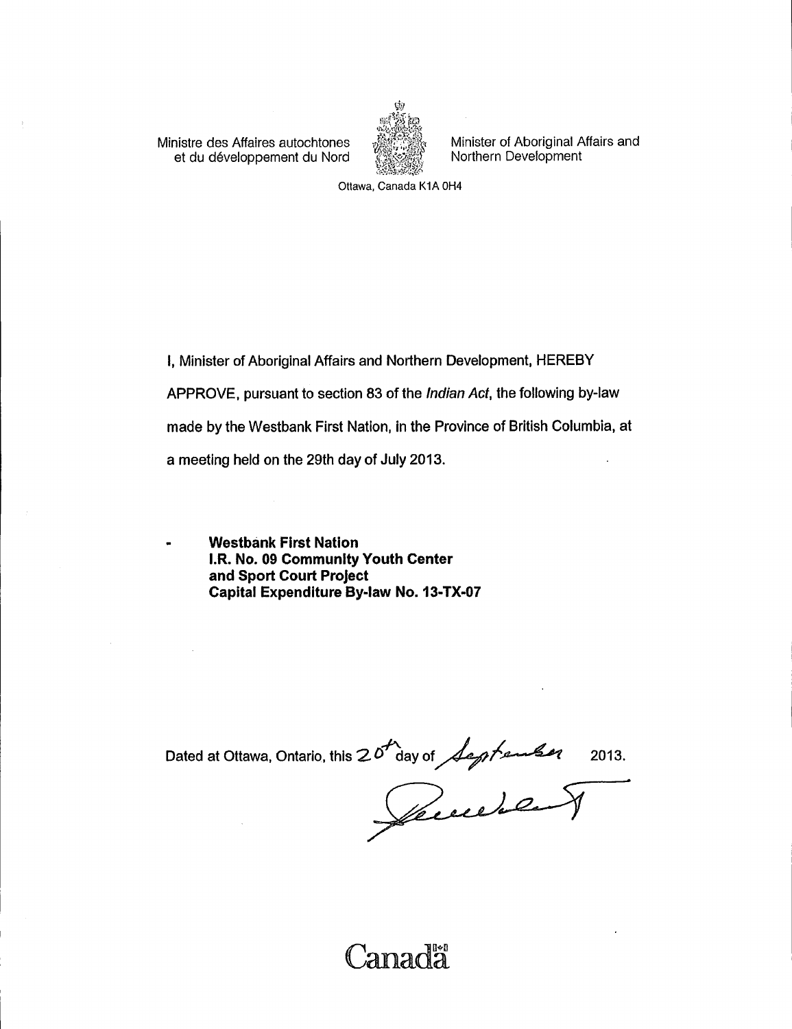Ministre des Affaires autochtones et du développement du Nord

Minister of Aboriginal Affairs and Northern Development

Ottawa, Canada K1A 0H4

I, Minister of Aboriginal Affairs and Northern Development, HEREBY APPROVE, pursuant to section 83 of the *Indian Act*, the following by-law made by the Westbank First Nation, in the Province of British Columbia, at a meeting held on the 29th day of July 2013.

- **Westbank First Nation I.R. No. 09 Community Youth Center and Sport Court Project Capital Expenditure By-law No. 13-TX-07**

Dated at Ottawa, Ontario, this 20th day of September 2013.

Canada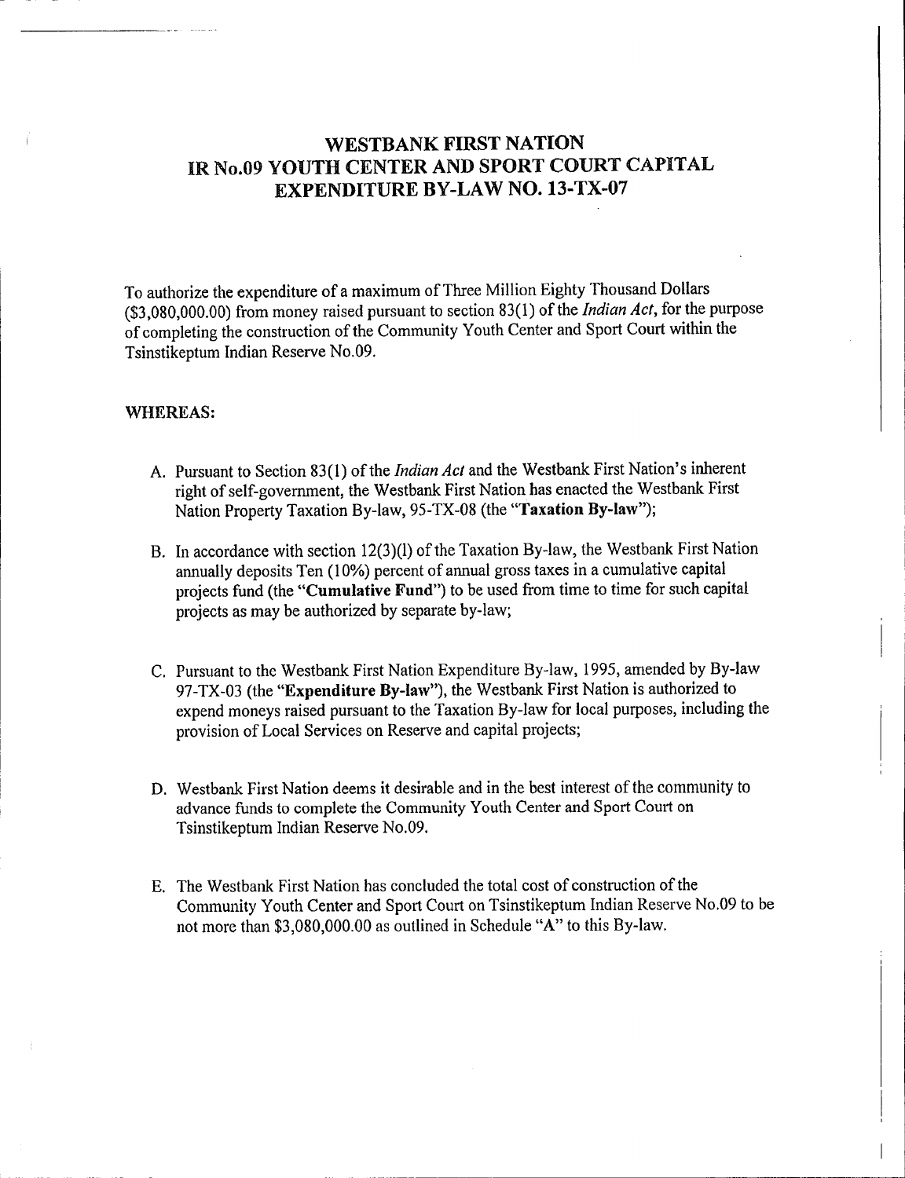# WESTBANK FIRST NATION
# IR No.09 YOUTH CENTER AND SPORT COURT CAPITAL EXPENDITURE BY-LAW NO. 13-TX-07

To authorize the expenditure of a maximum of Three Million Eighty Thousand Dollars ($3,080,000.00) from money raised pursuant to section 83(1) of the *Indian Act*, for the purpose of completing the construction of the Community Youth Center and Sport Court within the Tsinstikeptum Indian Reserve No.09.

**WHEREAS:**

A. Pursuant to Section 83(1) of the *Indian Act* and the Westbank First Nation's inherent right of self-government, the Westbank First Nation has enacted the Westbank First Nation Property Taxation By-law, 95-TX-08 (the "**Taxation By-law**");

B. In accordance with section 12(3)(l) of the Taxation By-law, the Westbank First Nation annually deposits Ten (10%) percent of annual gross taxes in a cumulative capital projects fund (the "**Cumulative Fund**") to be used from time to time for such capital projects as may be authorized by separate by-law;

C. Pursuant to the Westbank First Nation Expenditure By-law, 1995, amended by By-law 97-TX-03 (the "**Expenditure By-law**"), the Westbank First Nation is authorized to expend moneys raised pursuant to the Taxation By-law for local purposes, including the provision of Local Services on Reserve and capital projects;

D. Westbank First Nation deems it desirable and in the best interest of the community to advance funds to complete the Community Youth Center and Sport Court on Tsinstikeptum Indian Reserve No.09.

E. The Westbank First Nation has concluded the total cost of construction of the Community Youth Center and Sport Court on Tsinstikeptum Indian Reserve No.09 to be not more than $3,080,000.00 as outlined in Schedule "A" to this By-law.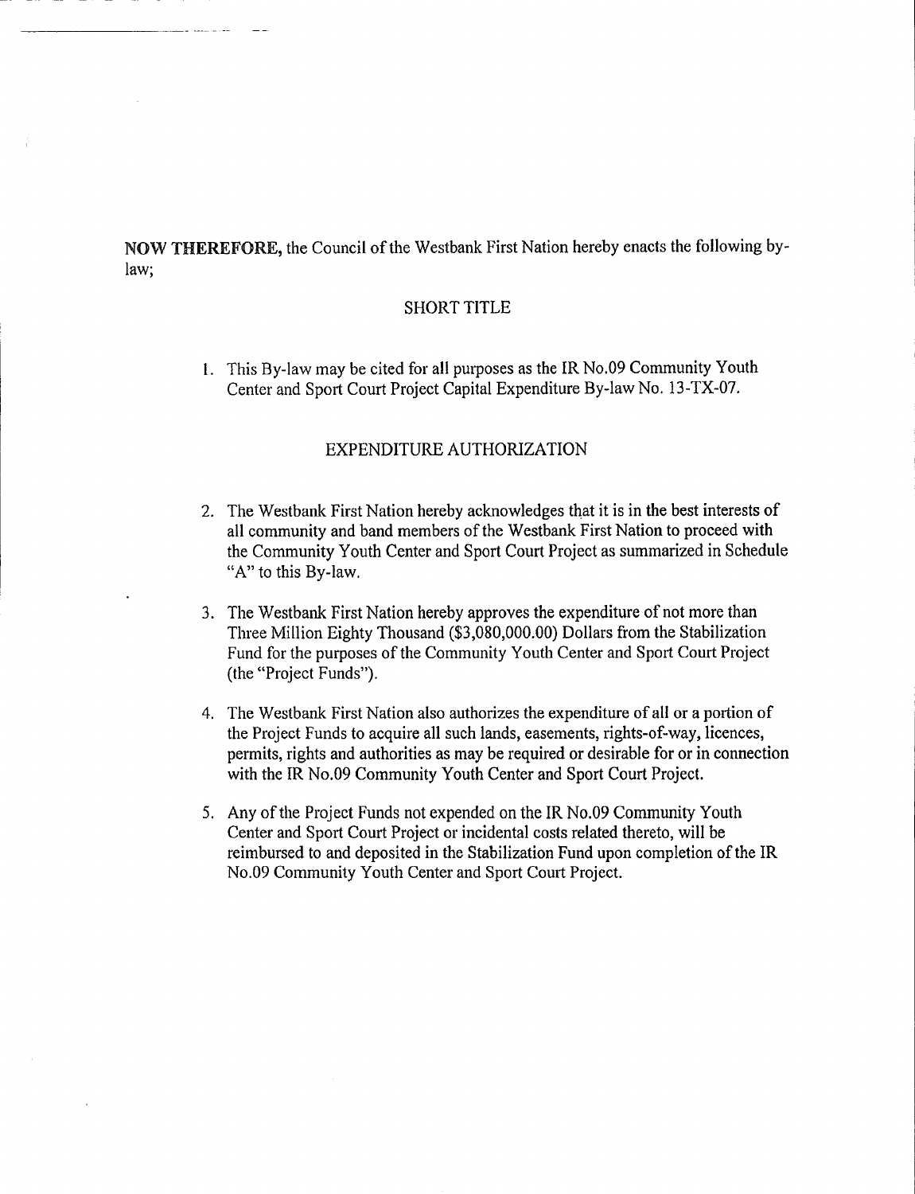**NOW THEREFORE,** the Council of the Westbank First Nation hereby enacts the following by-law;

## SHORT TITLE

1. This By-law may be cited for all purposes as the IR No.09 Community Youth Center and Sport Court Project Capital Expenditure By-law No. 13-TX-07.

## EXPENDITURE AUTHORIZATION

2. The Westbank First Nation hereby acknowledges that it is in the best interests of all community and band members of the Westbank First Nation to proceed with the Community Youth Center and Sport Court Project as summarized in Schedule "A" to this By-law.

3. The Westbank First Nation hereby approves the expenditure of not more than Three Million Eighty Thousand ($3,080,000.00) Dollars from the Stabilization Fund for the purposes of the Community Youth Center and Sport Court Project (the "Project Funds").

4. The Westbank First Nation also authorizes the expenditure of all or a portion of the Project Funds to acquire all such lands, easements, rights-of-way, licences, permits, rights and authorities as may be required or desirable for or in connection with the IR No.09 Community Youth Center and Sport Court Project.

5. Any of the Project Funds not expended on the IR No.09 Community Youth Center and Sport Court Project or incidental costs related thereto, will be reimbursed to and deposited in the Stabilization Fund upon completion of the IR No.09 Community Youth Center and Sport Court Project.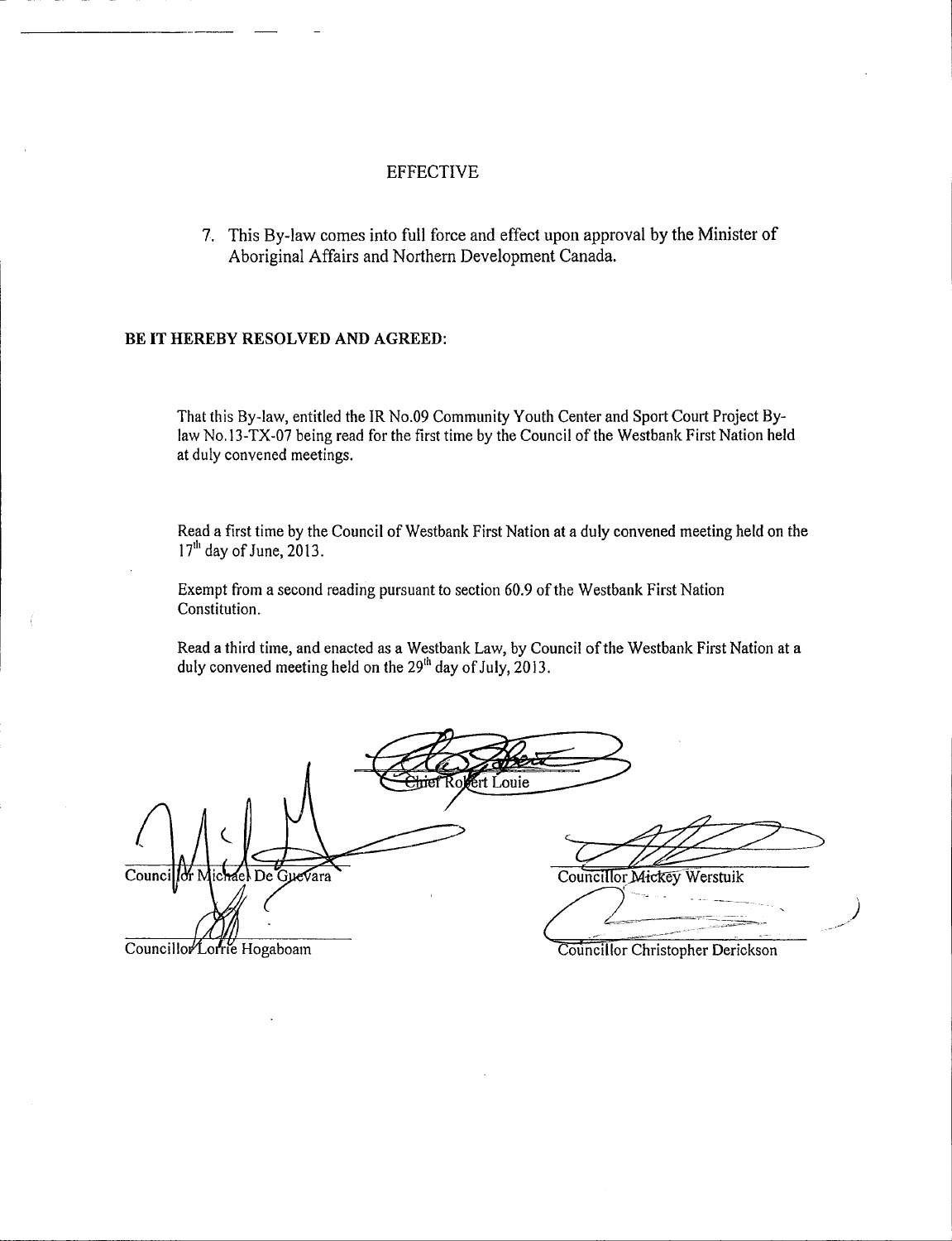## EFFECTIVE

7. This By-law comes into full force and effect upon approval by the Minister of Aboriginal Affairs and Northern Development Canada.

**BE IT HEREBY RESOLVED AND AGREED:**

That this By-law, entitled the IR No.09 Community Youth Center and Sport Court Project By-law No.13-TX-07 being read for the first time by the Council of the Westbank First Nation held at duly convened meetings.

Read a first time by the Council of Westbank First Nation at a duly convened meeting held on the 17th day of June, 2013.

Exempt from a second reading pursuant to section 60.9 of the Westbank First Nation Constitution.

Read a third time, and enacted as a Westbank Law, by Council of the Westbank First Nation at a duly convened meeting held on the 29th day of July, 2013.

Chief Robert Louie

Councillor Michael De Guevara

Councillor Mickey Werstuik

Councillor Lorrie Hogaboam

Councillor Christopher Derickson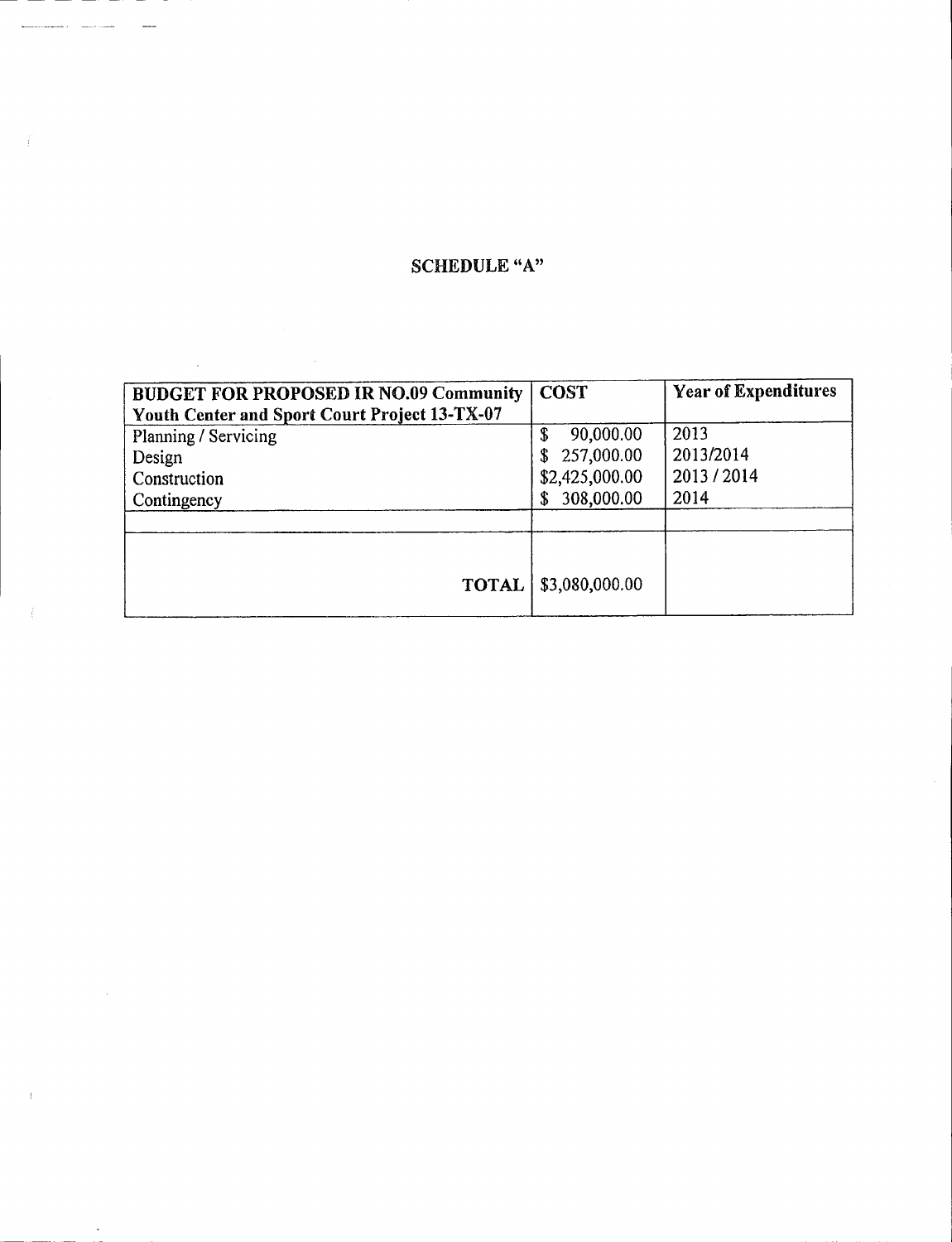## SCHEDULE "A"

| **BUDGET FOR PROPOSED IR NO.09 Community Youth Center and Sport Court Project 13-TX-07** | **COST** | **Year of Expenditures** |
|---|---|---|
| Planning / Servicing | $ 90,000.00 | 2013 |
| Design | $ 257,000.00 | 2013/2014 |
| Construction | $2,425,000.00 | 2013 / 2014 |
| Contingency | $ 308,000.00 | 2014 |
| | | |
| **TOTAL** | $3,080,000.00 | |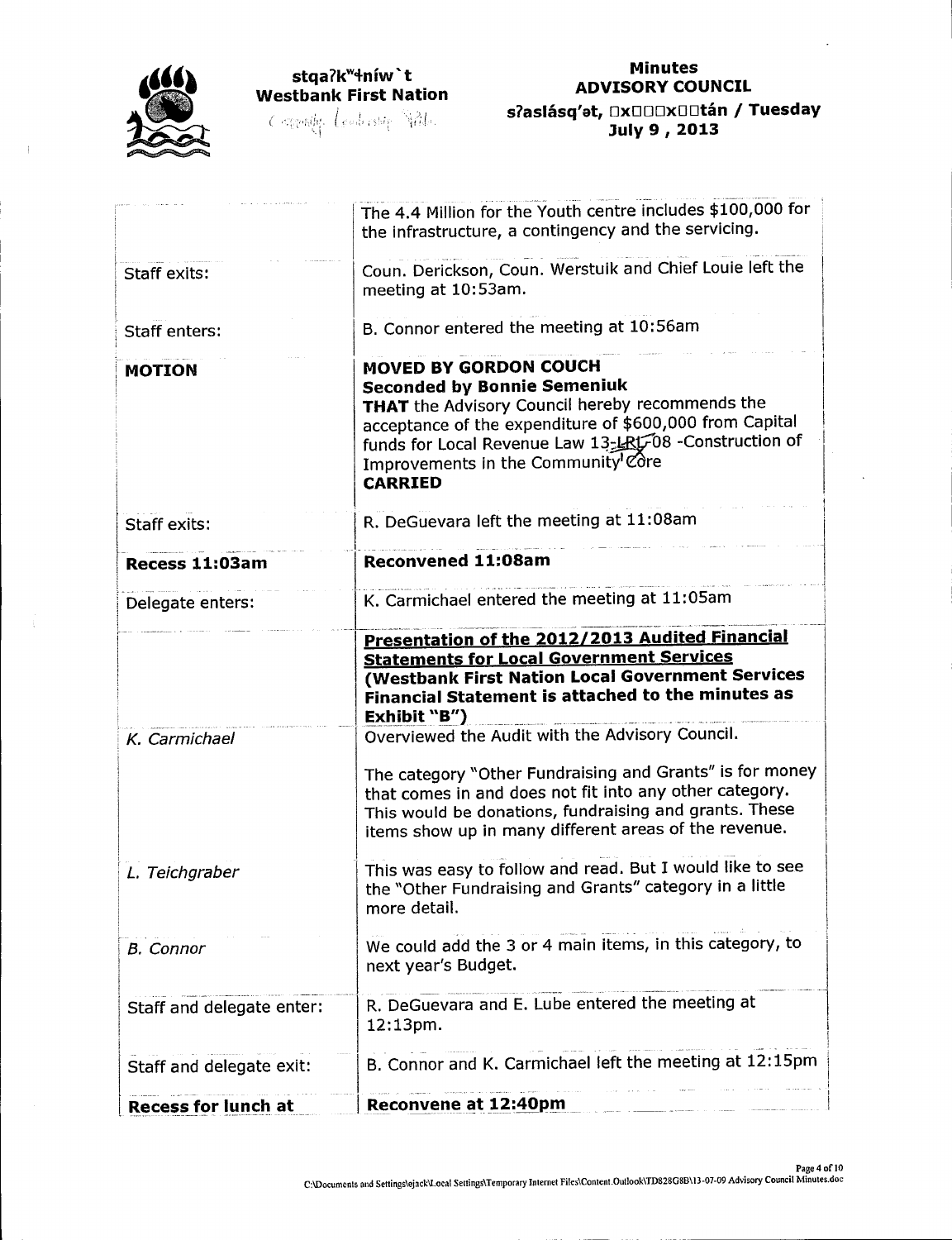| | |
|---|---|
| | The 4.4 Million for the Youth centre includes $100,000 for the infrastructure, a contingency and the servicing. |
| Staff exits: | Coun. Derickson, Coun. Werstuik and Chief Louie left the meeting at 10:53am. |
| Staff enters: | B. Connor entered the meeting at 10:56am |
| **MOTION** | **MOVED BY GORDON COUCH** <br> **Seconded by Bonnie Semeniuk** <br> **THAT** the Advisory Council hereby recommends the acceptance of the expenditure of $600,000 from Capital funds for Local Revenue Law 13-LRL-08 -Construction of Improvements in the Community Core <br> **CARRIED** |
| Staff exits: | R. DeGuevara left the meeting at 11:08am |
| **Recess 11:03am** | **Reconvened 11:08am** |
| Delegate enters: | K. Carmichael entered the meeting at 11:05am |
| | **Presentation of the 2012/2013 Audited Financial Statements for Local Government Services (Westbank First Nation Local Government Services Financial Statement is attached to the minutes as Exhibit "B")** |
| *K. Carmichael* | Overviewed the Audit with the Advisory Council. <br><br> The category "Other Fundraising and Grants" is for money that comes in and does not fit into any other category. This would be donations, fundraising and grants. These items show up in many different areas of the revenue. |
| *L. Teichgraber* | This was easy to follow and read. But I would like to see the "Other Fundraising and Grants" category in a little more detail. |
| *B. Connor* | We could add the 3 or 4 main items, in this category, to next year's Budget. |
| Staff and delegate enter: | R. DeGuevara and E. Lube entered the meeting at 12:13pm. |
| Staff and delegate exit: | B. Connor and K. Carmichael left the meeting at 12:15pm |
| **Recess for lunch at** | **Reconvene at 12:40pm** |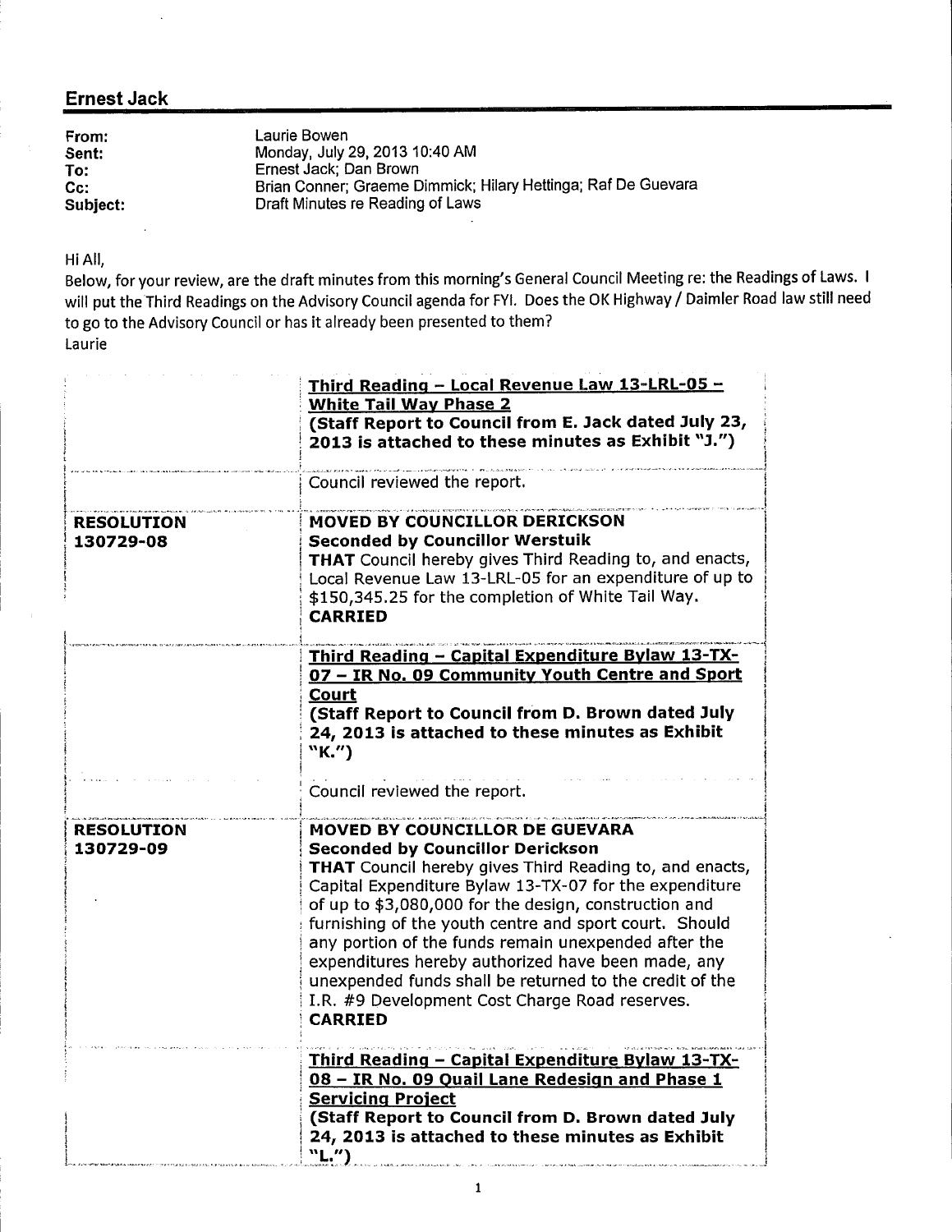## Ernest Jack

**From:** Laurie Bowen
**Sent:** Monday, July 29, 2013 10:40 AM
**To:** Ernest Jack; Dan Brown
**Cc:** Brian Conner; Graeme Dimmick; Hilary Hettinga; Raf De Guevara
**Subject:** Draft Minutes re Reading of Laws

Hi All,

Below, for your review, are the draft minutes from this morning's General Council Meeting re: the Readings of Laws. I will put the Third Readings on the Advisory Council agenda for FYI. Does the OK Highway / Daimler Road law still need to go to the Advisory Council or has it already been presented to them?

Laurie

| | |
|---|---|
| | **<u>Third Reading – Local Revenue Law 13-LRL-05 – White Tail Way Phase 2</u>**<br>**(Staff Report to Council from E. Jack dated July 23, 2013 is attached to these minutes as Exhibit "J.")** |
| | Council reviewed the report. |
| **RESOLUTION 130729-08** | **MOVED BY COUNCILLOR DERICKSON**<br>**Seconded by Councillor Werstuik**<br>**THAT** Council hereby gives Third Reading to, and enacts, Local Revenue Law 13-LRL-05 for an expenditure of up to $150,345.25 for the completion of White Tail Way.<br>**CARRIED** |
| | **<u>Third Reading – Capital Expenditure Bylaw 13-TX-07 – IR No. 09 Community Youth Centre and Sport Court</u>**<br>**(Staff Report to Council from D. Brown dated July 24, 2013 is attached to these minutes as Exhibit "K.")**<br><br>Council reviewed the report. |
| **RESOLUTION 130729-09** | **MOVED BY COUNCILLOR DE GUEVARA**<br>**Seconded by Councillor Derickson**<br>**THAT** Council hereby gives Third Reading to, and enacts, Capital Expenditure Bylaw 13-TX-07 for the expenditure of up to $3,080,000 for the design, construction and furnishing of the youth centre and sport court. Should any portion of the funds remain unexpended after the expenditures hereby authorized have been made, any unexpended funds shall be returned to the credit of the I.R. #9 Development Cost Charge Road reserves.<br>**CARRIED** |
| | **<u>Third Reading – Capital Expenditure Bylaw 13-TX-08 – IR No. 09 Quail Lane Redesign and Phase 1 Servicing Project</u>**<br>**(Staff Report to Council from D. Brown dated July 24, 2013 is attached to these minutes as Exhibit "L.")** |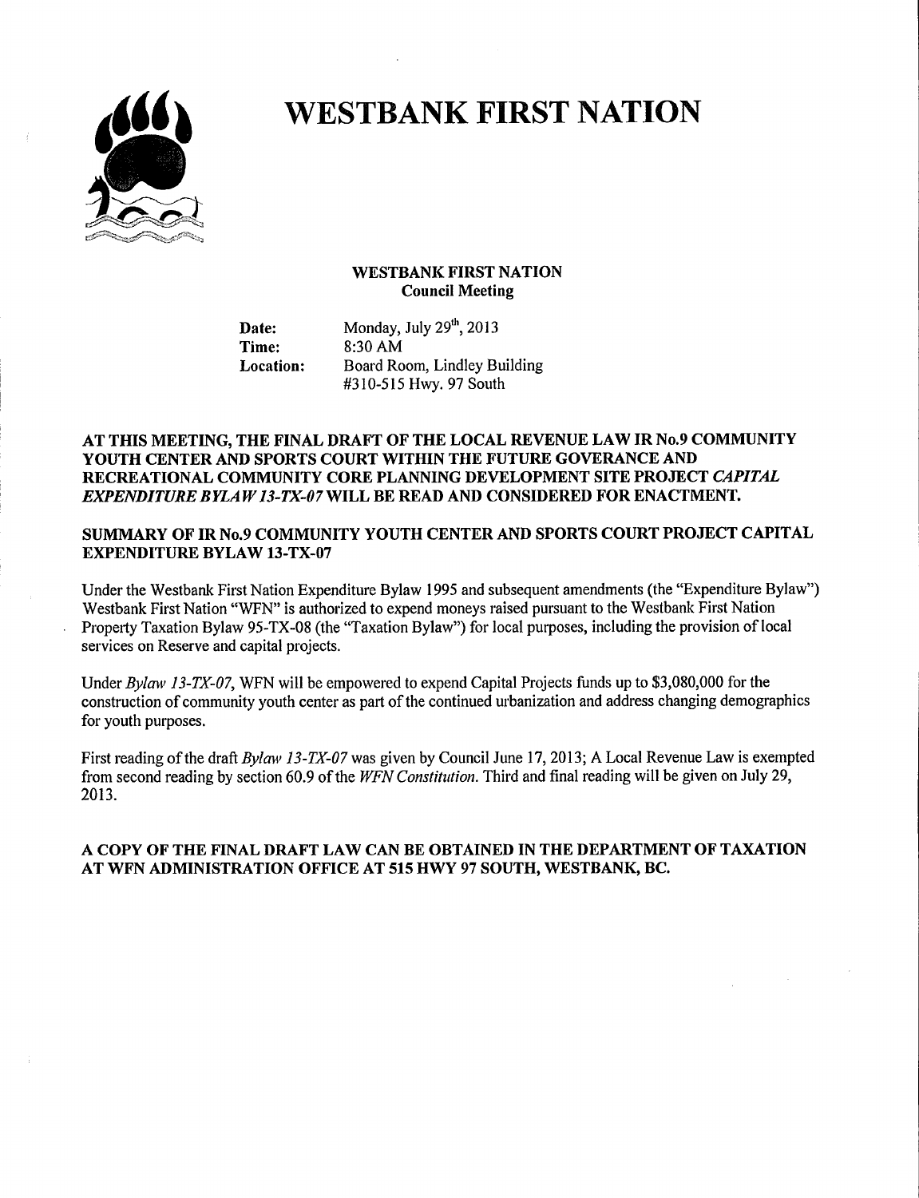# WESTBANK FIRST NATION

**WESTBANK FIRST NATION**
**Council Meeting**

| | |
|---|---|
| **Date:** | Monday, July 29th, 2013 |
| **Time:** | 8:30 AM |
| **Location:** | Board Room, Lindley Building<br>#310-515 Hwy. 97 South |

**AT THIS MEETING, THE FINAL DRAFT OF THE LOCAL REVENUE LAW IR No.9 COMMUNITY YOUTH CENTER AND SPORTS COURT WITHIN THE FUTURE GOVERANCE AND RECREATIONAL COMMUNITY CORE PLANNING DEVELOPMENT SITE PROJECT *CAPITAL EXPENDITURE BYLAW 13-TX-07* WILL BE READ AND CONSIDERED FOR ENACTMENT.**

**SUMMARY OF IR No.9 COMMUNITY YOUTH CENTER AND SPORTS COURT PROJECT CAPITAL EXPENDITURE BYLAW 13-TX-07**

Under the Westbank First Nation Expenditure Bylaw 1995 and subsequent amendments (the "Expenditure Bylaw") Westbank First Nation "WFN" is authorized to expend moneys raised pursuant to the Westbank First Nation Property Taxation Bylaw 95-TX-08 (the "Taxation Bylaw") for local purposes, including the provision of local services on Reserve and capital projects.

Under *Bylaw 13-TX-07*, WFN will be empowered to expend Capital Projects funds up to $3,080,000 for the construction of community youth center as part of the continued urbanization and address changing demographics for youth purposes.

First reading of the draft *Bylaw 13-TX-07* was given by Council June 17, 2013; A Local Revenue Law is exempted from second reading by section 60.9 of the *WFN Constitution*. Third and final reading will be given on July 29, 2013.

**A COPY OF THE FINAL DRAFT LAW CAN BE OBTAINED IN THE DEPARTMENT OF TAXATION AT WFN ADMINISTRATION OFFICE AT 515 HWY 97 SOUTH, WESTBANK, BC.**